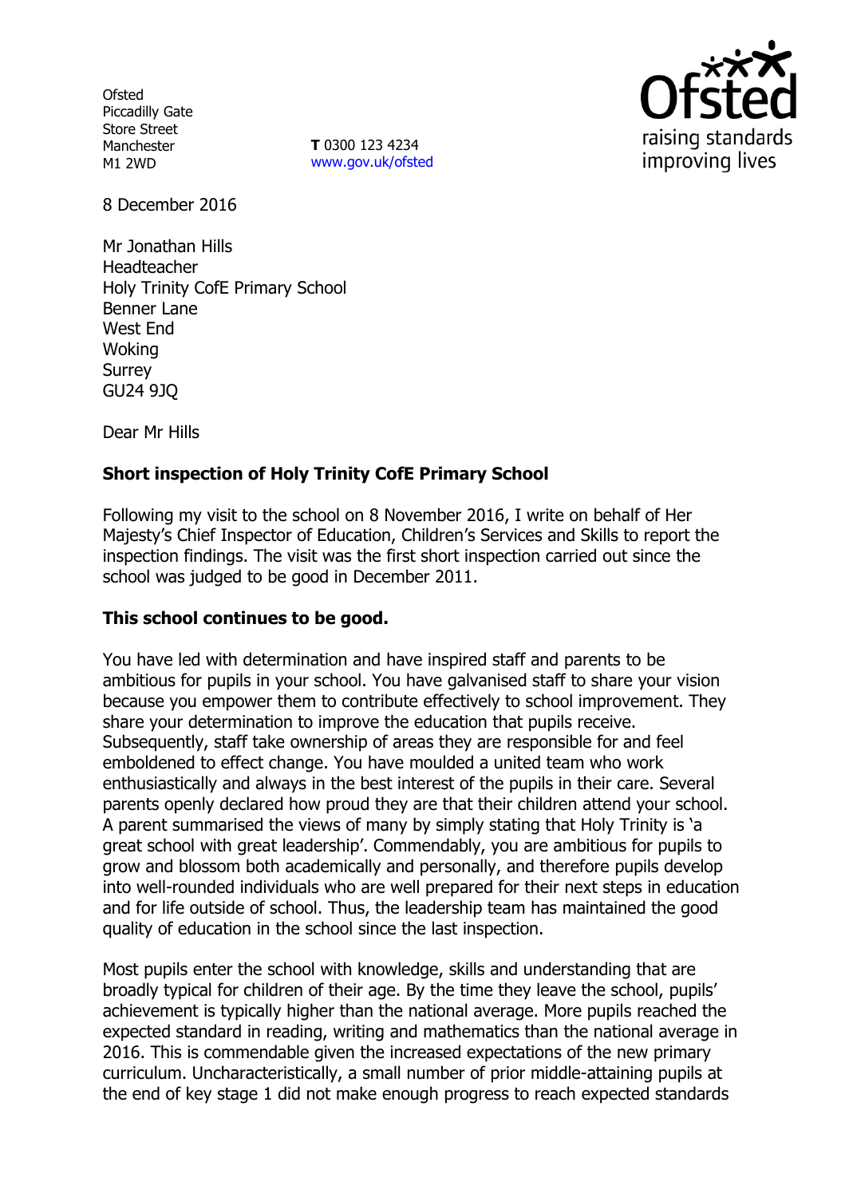Ofsted
Piccadilly Gate
Store Street
Manchester
M1 2WD

**T** 0300 123 4234
www.gov.uk/ofsted

8 December 2016

Mr Jonathan Hills
Headteacher
Holy Trinity CofE Primary School
Benner Lane
West End
Woking
Surrey
GU24 9JQ

Dear Mr Hills

**Short inspection of Holy Trinity CofE Primary School**

Following my visit to the school on 8 November 2016, I write on behalf of Her Majesty's Chief Inspector of Education, Children's Services and Skills to report the inspection findings. The visit was the first short inspection carried out since the school was judged to be good in December 2011.

**This school continues to be good.**

You have led with determination and have inspired staff and parents to be ambitious for pupils in your school. You have galvanised staff to share your vision because you empower them to contribute effectively to school improvement. They share your determination to improve the education that pupils receive. Subsequently, staff take ownership of areas they are responsible for and feel emboldened to effect change. You have moulded a united team who work enthusiastically and always in the best interest of the pupils in their care. Several parents openly declared how proud they are that their children attend your school. A parent summarised the views of many by simply stating that Holy Trinity is 'a great school with great leadership'. Commendably, you are ambitious for pupils to grow and blossom both academically and personally, and therefore pupils develop into well-rounded individuals who are well prepared for their next steps in education and for life outside of school. Thus, the leadership team has maintained the good quality of education in the school since the last inspection.

Most pupils enter the school with knowledge, skills and understanding that are broadly typical for children of their age. By the time they leave the school, pupils' achievement is typically higher than the national average. More pupils reached the expected standard in reading, writing and mathematics than the national average in 2016. This is commendable given the increased expectations of the new primary curriculum. Uncharacteristically, a small number of prior middle-attaining pupils at the end of key stage 1 did not make enough progress to reach expected standards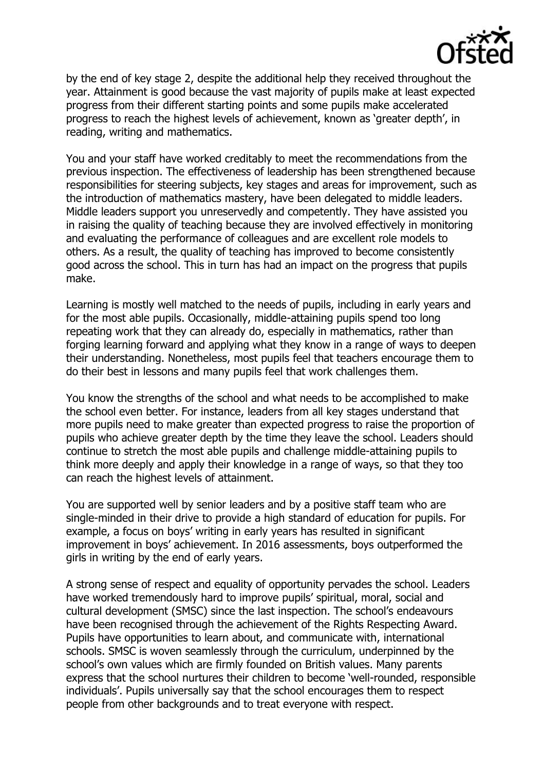by the end of key stage 2, despite the additional help they received throughout the year. Attainment is good because the vast majority of pupils make at least expected progress from their different starting points and some pupils make accelerated progress to reach the highest levels of achievement, known as 'greater depth', in reading, writing and mathematics.

You and your staff have worked creditably to meet the recommendations from the previous inspection. The effectiveness of leadership has been strengthened because responsibilities for steering subjects, key stages and areas for improvement, such as the introduction of mathematics mastery, have been delegated to middle leaders. Middle leaders support you unreservedly and competently. They have assisted you in raising the quality of teaching because they are involved effectively in monitoring and evaluating the performance of colleagues and are excellent role models to others. As a result, the quality of teaching has improved to become consistently good across the school. This in turn has had an impact on the progress that pupils make.

Learning is mostly well matched to the needs of pupils, including in early years and for the most able pupils. Occasionally, middle-attaining pupils spend too long repeating work that they can already do, especially in mathematics, rather than forging learning forward and applying what they know in a range of ways to deepen their understanding. Nonetheless, most pupils feel that teachers encourage them to do their best in lessons and many pupils feel that work challenges them.

You know the strengths of the school and what needs to be accomplished to make the school even better. For instance, leaders from all key stages understand that more pupils need to make greater than expected progress to raise the proportion of pupils who achieve greater depth by the time they leave the school. Leaders should continue to stretch the most able pupils and challenge middle-attaining pupils to think more deeply and apply their knowledge in a range of ways, so that they too can reach the highest levels of attainment.

You are supported well by senior leaders and by a positive staff team who are single-minded in their drive to provide a high standard of education for pupils. For example, a focus on boys' writing in early years has resulted in significant improvement in boys' achievement. In 2016 assessments, boys outperformed the girls in writing by the end of early years.

A strong sense of respect and equality of opportunity pervades the school. Leaders have worked tremendously hard to improve pupils' spiritual, moral, social and cultural development (SMSC) since the last inspection. The school's endeavours have been recognised through the achievement of the Rights Respecting Award. Pupils have opportunities to learn about, and communicate with, international schools. SMSC is woven seamlessly through the curriculum, underpinned by the school's own values which are firmly founded on British values. Many parents express that the school nurtures their children to become 'well-rounded, responsible individuals'. Pupils universally say that the school encourages them to respect people from other backgrounds and to treat everyone with respect.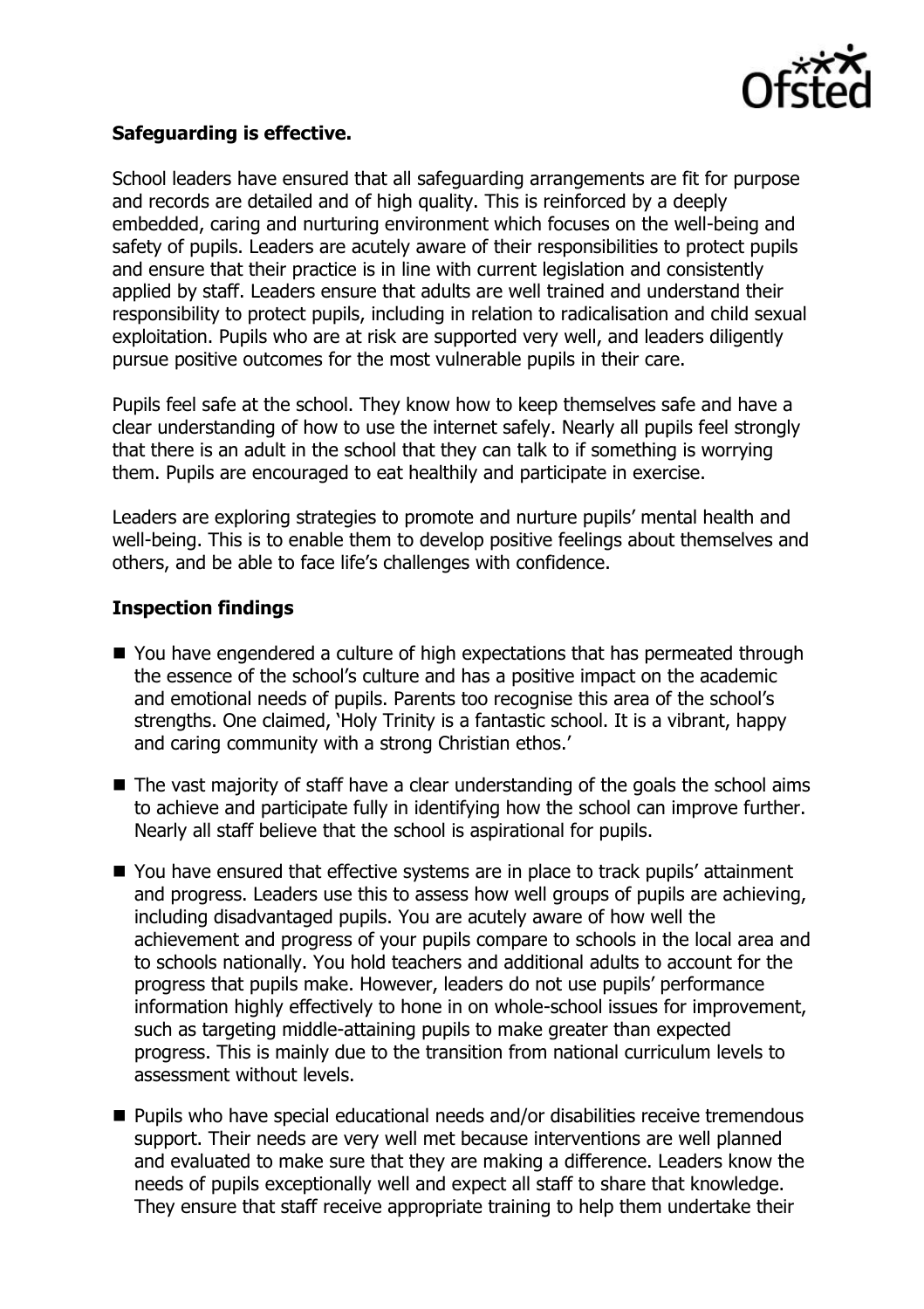**Safeguarding is effective.**

School leaders have ensured that all safeguarding arrangements are fit for purpose and records are detailed and of high quality. This is reinforced by a deeply embedded, caring and nurturing environment which focuses on the well-being and safety of pupils. Leaders are acutely aware of their responsibilities to protect pupils and ensure that their practice is in line with current legislation and consistently applied by staff. Leaders ensure that adults are well trained and understand their responsibility to protect pupils, including in relation to radicalisation and child sexual exploitation. Pupils who are at risk are supported very well, and leaders diligently pursue positive outcomes for the most vulnerable pupils in their care.

Pupils feel safe at the school. They know how to keep themselves safe and have a clear understanding of how to use the internet safely. Nearly all pupils feel strongly that there is an adult in the school that they can talk to if something is worrying them. Pupils are encouraged to eat healthily and participate in exercise.

Leaders are exploring strategies to promote and nurture pupils' mental health and well-being. This is to enable them to develop positive feelings about themselves and others, and be able to face life's challenges with confidence.

**Inspection findings**

- You have engendered a culture of high expectations that has permeated through the essence of the school's culture and has a positive impact on the academic and emotional needs of pupils. Parents too recognise this area of the school's strengths. One claimed, 'Holy Trinity is a fantastic school. It is a vibrant, happy and caring community with a strong Christian ethos.'
- The vast majority of staff have a clear understanding of the goals the school aims to achieve and participate fully in identifying how the school can improve further. Nearly all staff believe that the school is aspirational for pupils.
- You have ensured that effective systems are in place to track pupils' attainment and progress. Leaders use this to assess how well groups of pupils are achieving, including disadvantaged pupils. You are acutely aware of how well the achievement and progress of your pupils compare to schools in the local area and to schools nationally. You hold teachers and additional adults to account for the progress that pupils make. However, leaders do not use pupils' performance information highly effectively to hone in on whole-school issues for improvement, such as targeting middle-attaining pupils to make greater than expected progress. This is mainly due to the transition from national curriculum levels to assessment without levels.
- Pupils who have special educational needs and/or disabilities receive tremendous support. Their needs are very well met because interventions are well planned and evaluated to make sure that they are making a difference. Leaders know the needs of pupils exceptionally well and expect all staff to share that knowledge. They ensure that staff receive appropriate training to help them undertake their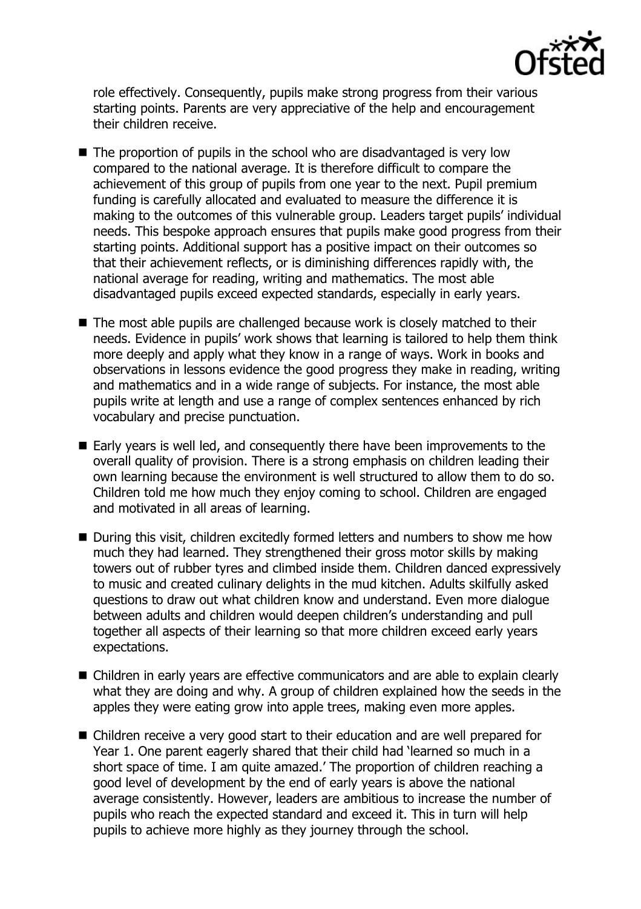role effectively. Consequently, pupils make strong progress from their various starting points. Parents are very appreciative of the help and encouragement their children receive.

- The proportion of pupils in the school who are disadvantaged is very low compared to the national average. It is therefore difficult to compare the achievement of this group of pupils from one year to the next. Pupil premium funding is carefully allocated and evaluated to measure the difference it is making to the outcomes of this vulnerable group. Leaders target pupils' individual needs. This bespoke approach ensures that pupils make good progress from their starting points. Additional support has a positive impact on their outcomes so that their achievement reflects, or is diminishing differences rapidly with, the national average for reading, writing and mathematics. The most able disadvantaged pupils exceed expected standards, especially in early years.
- The most able pupils are challenged because work is closely matched to their needs. Evidence in pupils' work shows that learning is tailored to help them think more deeply and apply what they know in a range of ways. Work in books and observations in lessons evidence the good progress they make in reading, writing and mathematics and in a wide range of subjects. For instance, the most able pupils write at length and use a range of complex sentences enhanced by rich vocabulary and precise punctuation.
- Early years is well led, and consequently there have been improvements to the overall quality of provision. There is a strong emphasis on children leading their own learning because the environment is well structured to allow them to do so. Children told me how much they enjoy coming to school. Children are engaged and motivated in all areas of learning.
- During this visit, children excitedly formed letters and numbers to show me how much they had learned. They strengthened their gross motor skills by making towers out of rubber tyres and climbed inside them. Children danced expressively to music and created culinary delights in the mud kitchen. Adults skilfully asked questions to draw out what children know and understand. Even more dialogue between adults and children would deepen children's understanding and pull together all aspects of their learning so that more children exceed early years expectations.
- Children in early years are effective communicators and are able to explain clearly what they are doing and why. A group of children explained how the seeds in the apples they were eating grow into apple trees, making even more apples.
- Children receive a very good start to their education and are well prepared for Year 1. One parent eagerly shared that their child had 'learned so much in a short space of time. I am quite amazed.' The proportion of children reaching a good level of development by the end of early years is above the national average consistently. However, leaders are ambitious to increase the number of pupils who reach the expected standard and exceed it. This in turn will help pupils to achieve more highly as they journey through the school.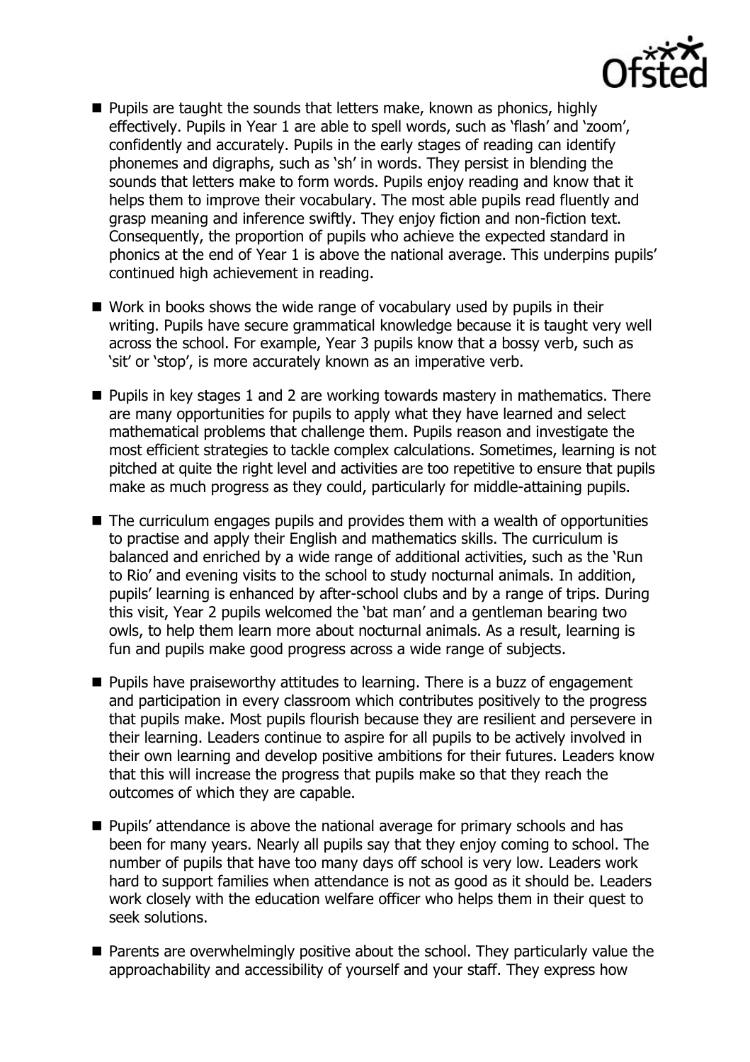- Pupils are taught the sounds that letters make, known as phonics, highly effectively. Pupils in Year 1 are able to spell words, such as 'flash' and 'zoom', confidently and accurately. Pupils in the early stages of reading can identify phonemes and digraphs, such as 'sh' in words. They persist in blending the sounds that letters make to form words. Pupils enjoy reading and know that it helps them to improve their vocabulary. The most able pupils read fluently and grasp meaning and inference swiftly. They enjoy fiction and non-fiction text. Consequently, the proportion of pupils who achieve the expected standard in phonics at the end of Year 1 is above the national average. This underpins pupils' continued high achievement in reading.

- Work in books shows the wide range of vocabulary used by pupils in their writing. Pupils have secure grammatical knowledge because it is taught very well across the school. For example, Year 3 pupils know that a bossy verb, such as 'sit' or 'stop', is more accurately known as an imperative verb.

- Pupils in key stages 1 and 2 are working towards mastery in mathematics. There are many opportunities for pupils to apply what they have learned and select mathematical problems that challenge them. Pupils reason and investigate the most efficient strategies to tackle complex calculations. Sometimes, learning is not pitched at quite the right level and activities are too repetitive to ensure that pupils make as much progress as they could, particularly for middle-attaining pupils.

- The curriculum engages pupils and provides them with a wealth of opportunities to practise and apply their English and mathematics skills. The curriculum is balanced and enriched by a wide range of additional activities, such as the 'Run to Rio' and evening visits to the school to study nocturnal animals. In addition, pupils' learning is enhanced by after-school clubs and by a range of trips. During this visit, Year 2 pupils welcomed the 'bat man' and a gentleman bearing two owls, to help them learn more about nocturnal animals. As a result, learning is fun and pupils make good progress across a wide range of subjects.

- Pupils have praiseworthy attitudes to learning. There is a buzz of engagement and participation in every classroom which contributes positively to the progress that pupils make. Most pupils flourish because they are resilient and persevere in their learning. Leaders continue to aspire for all pupils to be actively involved in their own learning and develop positive ambitions for their futures. Leaders know that this will increase the progress that pupils make so that they reach the outcomes of which they are capable.

- Pupils' attendance is above the national average for primary schools and has been for many years. Nearly all pupils say that they enjoy coming to school. The number of pupils that have too many days off school is very low. Leaders work hard to support families when attendance is not as good as it should be. Leaders work closely with the education welfare officer who helps them in their quest to seek solutions.

- Parents are overwhelmingly positive about the school. They particularly value the approachability and accessibility of yourself and your staff. They express how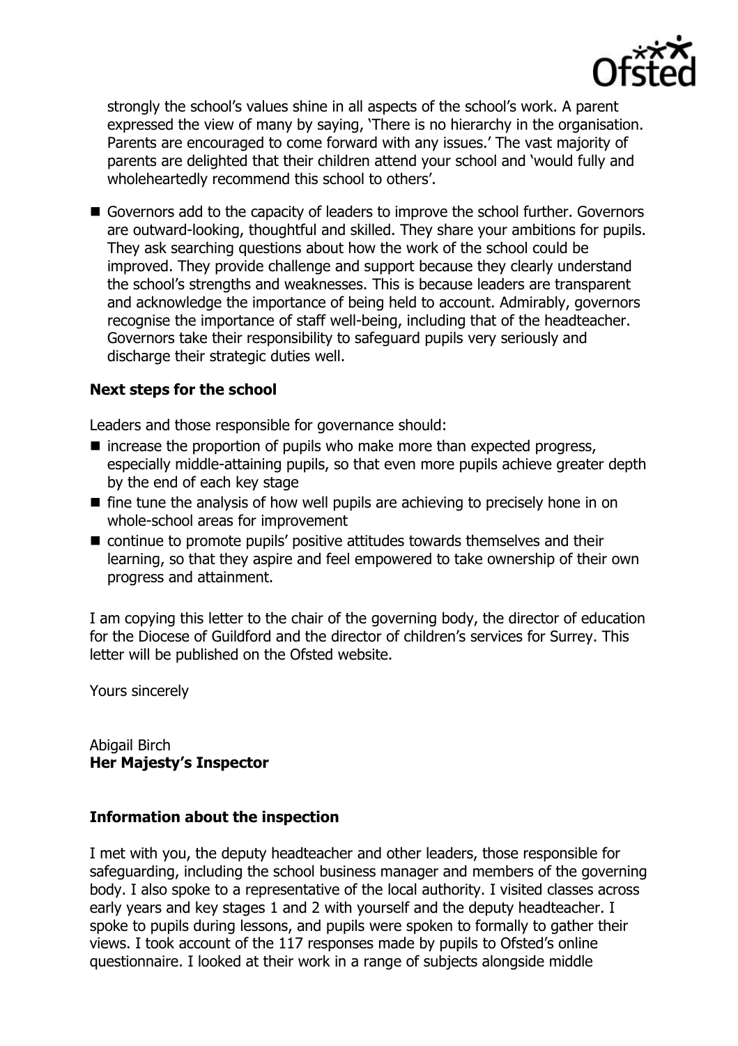strongly the school's values shine in all aspects of the school's work. A parent expressed the view of many by saying, 'There is no hierarchy in the organisation. Parents are encouraged to come forward with any issues.' The vast majority of parents are delighted that their children attend your school and 'would fully and wholeheartedly recommend this school to others'.

- Governors add to the capacity of leaders to improve the school further. Governors are outward-looking, thoughtful and skilled. They share your ambitions for pupils. They ask searching questions about how the work of the school could be improved. They provide challenge and support because they clearly understand the school's strengths and weaknesses. This is because leaders are transparent and acknowledge the importance of being held to account. Admirably, governors recognise the importance of staff well-being, including that of the headteacher. Governors take their responsibility to safeguard pupils very seriously and discharge their strategic duties well.

### Next steps for the school

Leaders and those responsible for governance should:

- increase the proportion of pupils who make more than expected progress, especially middle-attaining pupils, so that even more pupils achieve greater depth by the end of each key stage
- fine tune the analysis of how well pupils are achieving to precisely hone in on whole-school areas for improvement
- continue to promote pupils' positive attitudes towards themselves and their learning, so that they aspire and feel empowered to take ownership of their own progress and attainment.

I am copying this letter to the chair of the governing body, the director of education for the Diocese of Guildford and the director of children's services for Surrey. This letter will be published on the Ofsted website.

Yours sincerely

Abigail Birch
**Her Majesty's Inspector**

### Information about the inspection

I met with you, the deputy headteacher and other leaders, those responsible for safeguarding, including the school business manager and members of the governing body. I also spoke to a representative of the local authority. I visited classes across early years and key stages 1 and 2 with yourself and the deputy headteacher. I spoke to pupils during lessons, and pupils were spoken to formally to gather their views. I took account of the 117 responses made by pupils to Ofsted's online questionnaire. I looked at their work in a range of subjects alongside middle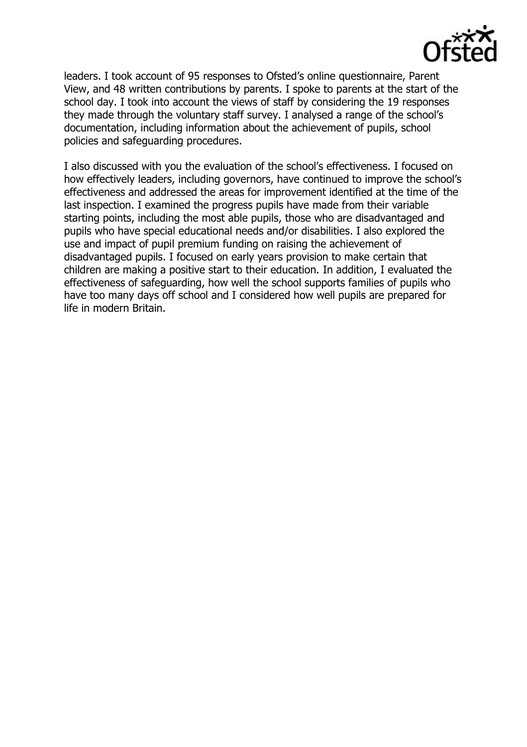leaders. I took account of 95 responses to Ofsted's online questionnaire, Parent View, and 48 written contributions by parents. I spoke to parents at the start of the school day. I took into account the views of staff by considering the 19 responses they made through the voluntary staff survey. I analysed a range of the school's documentation, including information about the achievement of pupils, school policies and safeguarding procedures.

I also discussed with you the evaluation of the school's effectiveness. I focused on how effectively leaders, including governors, have continued to improve the school's effectiveness and addressed the areas for improvement identified at the time of the last inspection. I examined the progress pupils have made from their variable starting points, including the most able pupils, those who are disadvantaged and pupils who have special educational needs and/or disabilities. I also explored the use and impact of pupil premium funding on raising the achievement of disadvantaged pupils. I focused on early years provision to make certain that children are making a positive start to their education. In addition, I evaluated the effectiveness of safeguarding, how well the school supports families of pupils who have too many days off school and I considered how well pupils are prepared for life in modern Britain.